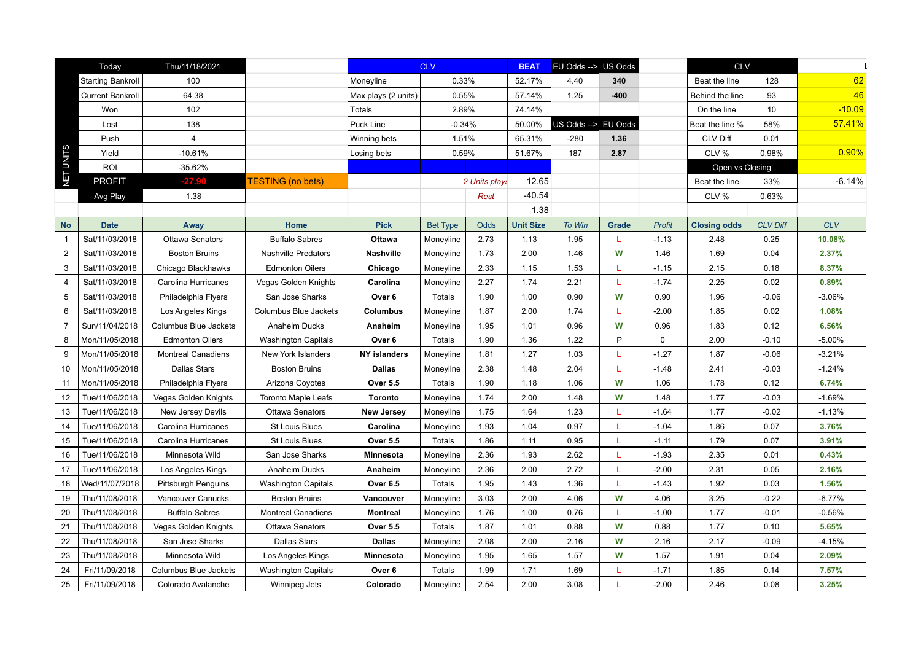| NET UNITS | | | | CLV | | BEAT | EU Odds --> | US Odds | | CLV | | |
|---|---|---|---|---|---|---|---|---|---|---|---|---|
| Today | Thu/11/18/2021 | | | | | | | | | | | |
| Starting Bankroll | 100 | | Moneyline | 0.33% | | 52.17% | 4.40 | 340 | | Beat the line | 128 | 62 |
| Current Bankroll | 64.38 | | Max plays (2 units) | 0.55% | | 57.14% | 1.25 | -400 | | Behind the line | 93 | 46 |
| Won | 102 | | Totals | 2.89% | | 74.14% | | | | On the line | 10 | -10.09 |
| Lost | 138 | | Puck Line | -0.34% | | 50.00% | US Odds --> | EU Odds | | Beat the line % | 58% | 57.41% |
| Push | 4 | | Winning bets | 1.51% | | 65.31% | -280 | 1.36 | | CLV Diff | 0.01 | |
| Yield | -10.61% | | Losing bets | 0.59% | | 51.67% | 187 | 2.87 | | CLV % | 0.98% | 0.90% |
| ROI | -35.62% | | | | | | | | | Open vs Closing | | |
| PROFIT | -27.90 | TESTING (no bets) | | | *2 Units plays* | 12.65 | | | | Beat the line | 33% | -6.14% |
| Avg Play | 1.38 | | | | *Rest* | -40.54 | | | | CLV % | 0.63% | |
| | | | | | | 1.38 | | | | | | |

| No | Date | Away | Home | Pick | Bet Type | Odds | Unit Size | *To Win* | Grade | *Profit* | Closing odds | *CLV Diff* | *CLV* |
|---|---|---|---|---|---|---|---|---|---|---|---|---|---|
| 1 | Sat/11/03/2018 | Ottawa Senators | Buffalo Sabres | **Ottawa** | Moneyline | 2.73 | 1.13 | 1.95 | L | -1.13 | 2.48 | 0.25 | **10.08%** |
| 2 | Sat/11/03/2018 | Boston Bruins | Nashville Predators | **Nashville** | Moneyline | 1.73 | 2.00 | 1.46 | **W** | 1.46 | 1.69 | 0.04 | **2.37%** |
| 3 | Sat/11/03/2018 | Chicago Blackhawks | Edmonton Oilers | **Chicago** | Moneyline | 2.33 | 1.15 | 1.53 | L | -1.15 | 2.15 | 0.18 | **8.37%** |
| 4 | Sat/11/03/2018 | Carolina Hurricanes | Vegas Golden Knights | **Carolina** | Moneyline | 2.27 | 1.74 | 2.21 | L | -1.74 | 2.25 | 0.02 | **0.89%** |
| 5 | Sat/11/03/2018 | Philadelphia Flyers | San Jose Sharks | **Over 6** | Totals | 1.90 | 1.00 | 0.90 | **W** | 0.90 | 1.96 | -0.06 | -3.06% |
| 6 | Sat/11/03/2018 | Los Angeles Kings | Columbus Blue Jackets | **Columbus** | Moneyline | 1.87 | 2.00 | 1.74 | L | -2.00 | 1.85 | 0.02 | **1.08%** |
| 7 | Sun/11/04/2018 | Columbus Blue Jackets | Anaheim Ducks | **Anaheim** | Moneyline | 1.95 | 1.01 | 0.96 | **W** | 0.96 | 1.83 | 0.12 | **6.56%** |
| 8 | Mon/11/05/2018 | Edmonton Oilers | Washington Capitals | **Over 6** | Totals | 1.90 | 1.36 | 1.22 | P | 0 | 2.00 | -0.10 | -5.00% |
| 9 | Mon/11/05/2018 | Montreal Canadiens | New York Islanders | **NY islanders** | Moneyline | 1.81 | 1.27 | 1.03 | L | -1.27 | 1.87 | -0.06 | -3.21% |
| 10 | Mon/11/05/2018 | Dallas Stars | Boston Bruins | **Dallas** | Moneyline | 2.38 | 1.48 | 2.04 | L | -1.48 | 2.41 | -0.03 | -1.24% |
| 11 | Mon/11/05/2018 | Philadelphia Flyers | Arizona Coyotes | **Over 5.5** | Totals | 1.90 | 1.18 | 1.06 | **W** | 1.06 | 1.78 | 0.12 | **6.74%** |
| 12 | Tue/11/06/2018 | Vegas Golden Knights | Toronto Maple Leafs | **Toronto** | Moneyline | 1.74 | 2.00 | 1.48 | **W** | 1.48 | 1.77 | -0.03 | -1.69% |
| 13 | Tue/11/06/2018 | New Jersey Devils | Ottawa Senators | **New Jersey** | Moneyline | 1.75 | 1.64 | 1.23 | L | -1.64 | 1.77 | -0.02 | -1.13% |
| 14 | Tue/11/06/2018 | Carolina Hurricanes | St Louis Blues | **Carolina** | Moneyline | 1.93 | 1.04 | 0.97 | L | -1.04 | 1.86 | 0.07 | **3.76%** |
| 15 | Tue/11/06/2018 | Carolina Hurricanes | St Louis Blues | **Over 5.5** | Totals | 1.86 | 1.11 | 0.95 | L | -1.11 | 1.79 | 0.07 | **3.91%** |
| 16 | Tue/11/06/2018 | Minnesota Wild | San Jose Sharks | **MInnesota** | Moneyline | 2.36 | 1.93 | 2.62 | L | -1.93 | 2.35 | 0.01 | **0.43%** |
| 17 | Tue/11/06/2018 | Los Angeles Kings | Anaheim Ducks | **Anaheim** | Moneyline | 2.36 | 2.00 | 2.72 | L | -2.00 | 2.31 | 0.05 | **2.16%** |
| 18 | Wed/11/07/2018 | Pittsburgh Penguins | Washington Capitals | **Over 6.5** | Totals | 1.95 | 1.43 | 1.36 | L | -1.43 | 1.92 | 0.03 | **1.56%** |
| 19 | Thu/11/08/2018 | Vancouver Canucks | Boston Bruins | **Vancouver** | Moneyline | 3.03 | 2.00 | 4.06 | **W** | 4.06 | 3.25 | -0.22 | -6.77% |
| 20 | Thu/11/08/2018 | Buffalo Sabres | Montreal Canadiens | **Montreal** | Moneyline | 1.76 | 1.00 | 0.76 | L | -1.00 | 1.77 | -0.01 | -0.56% |
| 21 | Thu/11/08/2018 | Vegas Golden Knights | Ottawa Senators | **Over 5.5** | Totals | 1.87 | 1.01 | 0.88 | **W** | 0.88 | 1.77 | 0.10 | **5.65%** |
| 22 | Thu/11/08/2018 | San Jose Sharks | Dallas Stars | **Dallas** | Moneyline | 2.08 | 2.00 | 2.16 | **W** | 2.16 | 2.17 | -0.09 | -4.15% |
| 23 | Thu/11/08/2018 | Minnesota Wild | Los Angeles Kings | **Minnesota** | Moneyline | 1.95 | 1.65 | 1.57 | **W** | 1.57 | 1.91 | 0.04 | **2.09%** |
| 24 | Fri/11/09/2018 | Columbus Blue Jackets | Washington Capitals | **Over 6** | Totals | 1.99 | 1.71 | 1.69 | L | -1.71 | 1.85 | 0.14 | **7.57%** |
| 25 | Fri/11/09/2018 | Colorado Avalanche | Winnipeg Jets | **Colorado** | Moneyline | 2.54 | 2.00 | 3.08 | L | -2.00 | 2.46 | 0.08 | **3.25%** |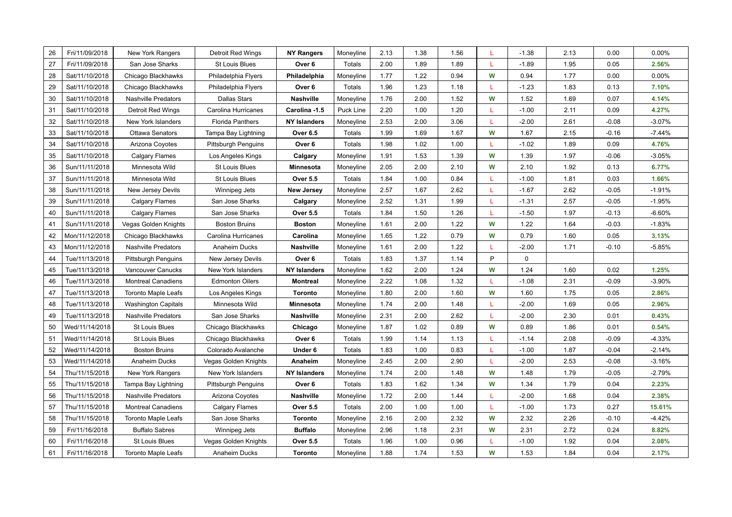| 26 | Fri/11/09/2018 | New York Rangers | Detroit Red Wings | **NY Rangers** | Moneyline | 2.13 | 1.38 | 1.56 | L | -1.38 | 2.13 | 0.00 | 0.00% |
|---|---|---|---|---|---|---|---|---|---|---|---|---|---|
| 27 | Fri/11/09/2018 | San Jose Sharks | St Louis Blues | **Over 6** | Totals | 2.00 | 1.89 | 1.89 | L | -1.89 | 1.95 | 0.05 | **2.56%** |
| 28 | Sat/11/10/2018 | Chicago Blackhawks | Philadelphia Flyers | **Philadelphia** | Moneyline | 1.77 | 1.22 | 0.94 | **W** | 0.94 | 1.77 | 0.00 | 0.00% |
| 29 | Sat/11/10/2018 | Chicago Blackhawks | Philadelphia Flyers | **Over 6** | Totals | 1.96 | 1.23 | 1.18 | L | -1.23 | 1.83 | 0.13 | **7.10%** |
| 30 | Sat/11/10/2018 | Nashville Predators | Dallas Stars | **Nashville** | Moneyline | 1.76 | 2.00 | 1.52 | **W** | 1.52 | 1.69 | 0.07 | **4.14%** |
| 31 | Sat/11/10/2018 | Detroit Red Wings | Carolina Hurricanes | **Carolina -1.5** | Puck Line | 2.20 | 1.00 | 1.20 | L | -1.00 | 2.11 | 0.09 | **4.27%** |
| 32 | Sat/11/10/2018 | New York Islanders | Florida Panthers | **NY Islanders** | Moneyline | 2.53 | 2.00 | 3.06 | L | -2.00 | 2.61 | -0.08 | -3.07% |
| 33 | Sat/11/10/2018 | Ottawa Senators | Tampa Bay Lightning | **Over 6.5** | Totals | 1.99 | 1.69 | 1.67 | **W** | 1.67 | 2.15 | -0.16 | -7.44% |
| 34 | Sat/11/10/2018 | Arizona Coyotes | Pittsburgh Penguins | **Over 6** | Totals | 1.98 | 1.02 | 1.00 | L | -1.02 | 1.89 | 0.09 | **4.76%** |
| 35 | Sat/11/10/2018 | Calgary Flames | Los Angeles Kings | **Calgary** | Moneyline | 1.91 | 1.53 | 1.39 | **W** | 1.39 | 1.97 | -0.06 | -3.05% |
| 36 | Sun/11/11/2018 | Minnesota Wild | St Louis Blues | **Minnesota** | Moneyline | 2.05 | 2.00 | 2.10 | **W** | 2.10 | 1.92 | 0.13 | **6.77%** |
| 37 | Sun/11/11/2018 | Minnesota Wild | St Louis Blues | **Over 5.5** | Totals | 1.84 | 1.00 | 0.84 | L | -1.00 | 1.81 | 0.03 | **1.66%** |
| 38 | Sun/11/11/2018 | New Jersey Devils | Winnipeg Jets | **New Jersey** | Moneyline | 2.57 | 1.67 | 2.62 | L | -1.67 | 2.62 | -0.05 | -1.91% |
| 39 | Sun/11/11/2018 | Calgary Flames | San Jose Sharks | **Calgary** | Moneyline | 2.52 | 1.31 | 1.99 | L | -1.31 | 2.57 | -0.05 | -1.95% |
| 40 | Sun/11/11/2018 | Calgary Flames | San Jose Sharks | **Over 5.5** | Totals | 1.84 | 1.50 | 1.26 | L | -1.50 | 1.97 | -0.13 | -6.60% |
| 41 | Sun/11/11/2018 | Vegas Golden Knights | Boston Bruins | **Boston** | Moneyline | 1.61 | 2.00 | 1.22 | **W** | 1.22 | 1.64 | -0.03 | -1.83% |
| 42 | Mon/11/12/2018 | Chicago Blackhawks | Carolina Hurricanes | **Carolina** | Moneyline | 1.65 | 1.22 | 0.79 | **W** | 0.79 | 1.60 | 0.05 | **3.13%** |
| 43 | Mon/11/12/2018 | Nashville Predators | Anaheim Ducks | **Nashville** | Moneyline | 1.61 | 2.00 | 1.22 | L | -2.00 | 1.71 | -0.10 | -5.85% |
| 44 | Tue/11/13/2018 | Pittsburgh Penguins | New Jersey Devils | **Over 6** | Totals | 1.83 | 1.37 | 1.14 | P | 0 | | | |
| 45 | Tue/11/13/2018 | Vancouver Canucks | New York Islanders | **NY Islanders** | Moneyline | 1.62 | 2.00 | 1.24 | **W** | 1.24 | 1.60 | 0.02 | **1.25%** |
| 46 | Tue/11/13/2018 | Montreal Canadiens | Edmonton Oilers | **Montreal** | Moneyline | 2.22 | 1.08 | 1.32 | L | -1.08 | 2.31 | -0.09 | -3.90% |
| 47 | Tue/11/13/2018 | Toronto Maple Leafs | Los Angeles Kings | **Toronto** | Moneyline | 1.80 | 2.00 | 1.60 | **W** | 1.60 | 1.75 | 0.05 | **2.86%** |
| 48 | Tue/11/13/2018 | Washington Capitals | Minnesota Wild | **Minnesota** | Moneyline | 1.74 | 2.00 | 1.48 | L | -2.00 | 1.69 | 0.05 | **2.96%** |
| 49 | Tue/11/13/2018 | Nashville Predators | San Jose Sharks | **Nashville** | Moneyline | 2.31 | 2.00 | 2.62 | L | -2.00 | 2.30 | 0.01 | **0.43%** |
| 50 | Wed/11/14/2018 | St Louis Blues | Chicago Blackhawks | **Chicago** | Moneyline | 1.87 | 1.02 | 0.89 | **W** | 0.89 | 1.86 | 0.01 | **0.54%** |
| 51 | Wed/11/14/2018 | St Louis Blues | Chicago Blackhawks | **Over 6** | Totals | 1.99 | 1.14 | 1.13 | L | -1.14 | 2.08 | -0.09 | -4.33% |
| 52 | Wed/11/14/2018 | Boston Bruins | Colorado Avalanche | **Under 6** | Totals | 1.83 | 1.00 | 0.83 | L | -1.00 | 1.87 | -0.04 | -2.14% |
| 53 | Wed/11/14/2018 | Anaheim Ducks | Vegas Golden Knights | **Anaheim** | Moneyline | 2.45 | 2.00 | 2.90 | L | -2.00 | 2.53 | -0.08 | -3.16% |
| 54 | Thu/11/15/2018 | New York Rangers | New York Islanders | **NY Islanders** | Moneyline | 1.74 | 2.00 | 1.48 | **W** | 1.48 | 1.79 | -0.05 | -2.79% |
| 55 | Thu/11/15/2018 | Tampa Bay Lightning | Pittsburgh Penguins | **Over 6** | Totals | 1.83 | 1.62 | 1.34 | **W** | 1.34 | 1.79 | 0.04 | **2.23%** |
| 56 | Thu/11/15/2018 | Nashville Predators | Arizona Coyotes | **Nashville** | Moneyline | 1.72 | 2.00 | 1.44 | L | -2.00 | 1.68 | 0.04 | **2.38%** |
| 57 | Thu/11/15/2018 | Montreal Canadiens | Calgary Flames | **Over 5.5** | Totals | 2.00 | 1.00 | 1.00 | L | -1.00 | 1.73 | 0.27 | **15.61%** |
| 58 | Thu/11/15/2018 | Toronto Maple Leafs | San Jose Sharks | **Toronto** | Moneyline | 2.16 | 2.00 | 2.32 | **W** | 2.32 | 2.26 | -0.10 | -4.42% |
| 59 | Fri/11/16/2018 | Buffalo Sabres | Winnipeg Jets | **Buffalo** | Moneyline | 2.96 | 1.18 | 2.31 | **W** | 2.31 | 2.72 | 0.24 | **8.82%** |
| 60 | Fri/11/16/2018 | St Louis Blues | Vegas Golden Knights | **Over 5.5** | Totals | 1.96 | 1.00 | 0.96 | L | -1.00 | 1.92 | 0.04 | **2.08%** |
| 61 | Fri/11/16/2018 | Toronto Maple Leafs | Anaheim Ducks | **Toronto** | Moneyline | 1.88 | 1.74 | 1.53 | **W** | 1.53 | 1.84 | 0.04 | **2.17%** |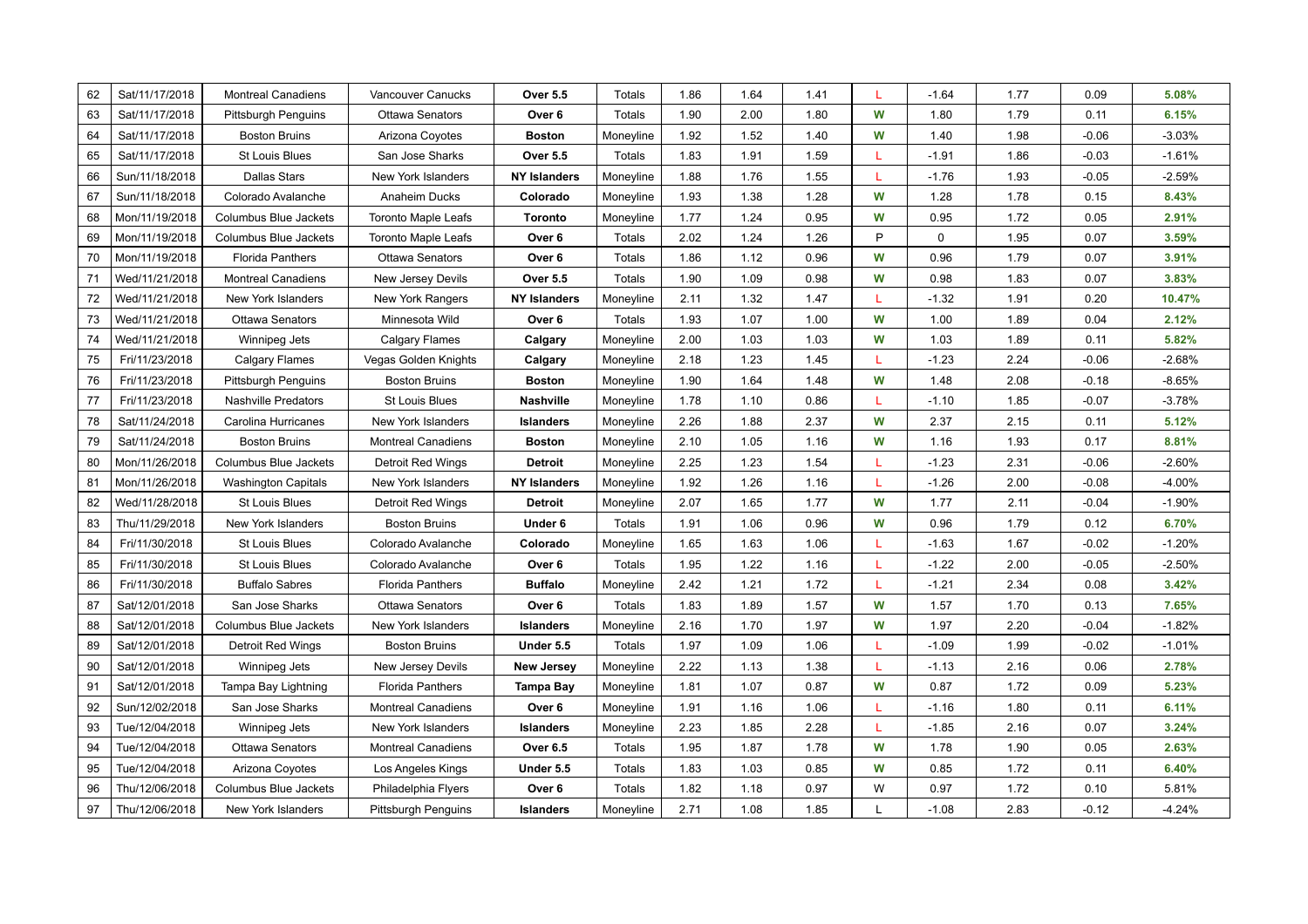| 62 | Sat/11/17/2018 | Montreal Canadiens | Vancouver Canucks | **Over 5.5** | Totals | 1.86 | 1.64 | 1.41 | L | -1.64 | 1.77 | 0.09 | **5.08%** |
|---|---|---|---|---|---|---|---|---|---|---|---|---|---|
| 63 | Sat/11/17/2018 | Pittsburgh Penguins | Ottawa Senators | **Over 6** | Totals | 1.90 | 2.00 | 1.80 | **W** | 1.80 | 1.79 | 0.11 | **6.15%** |
| 64 | Sat/11/17/2018 | Boston Bruins | Arizona Coyotes | **Boston** | Moneyline | 1.92 | 1.52 | 1.40 | **W** | 1.40 | 1.98 | -0.06 | -3.03% |
| 65 | Sat/11/17/2018 | St Louis Blues | San Jose Sharks | **Over 5.5** | Totals | 1.83 | 1.91 | 1.59 | L | -1.91 | 1.86 | -0.03 | -1.61% |
| 66 | Sun/11/18/2018 | Dallas Stars | New York Islanders | **NY Islanders** | Moneyline | 1.88 | 1.76 | 1.55 | L | -1.76 | 1.93 | -0.05 | -2.59% |
| 67 | Sun/11/18/2018 | Colorado Avalanche | Anaheim Ducks | **Colorado** | Moneyline | 1.93 | 1.38 | 1.28 | **W** | 1.28 | 1.78 | 0.15 | **8.43%** |
| 68 | Mon/11/19/2018 | Columbus Blue Jackets | Toronto Maple Leafs | **Toronto** | Moneyline | 1.77 | 1.24 | 0.95 | **W** | 0.95 | 1.72 | 0.05 | **2.91%** |
| 69 | Mon/11/19/2018 | Columbus Blue Jackets | Toronto Maple Leafs | **Over 6** | Totals | 2.02 | 1.24 | 1.26 | P | 0 | 1.95 | 0.07 | **3.59%** |
| 70 | Mon/11/19/2018 | Florida Panthers | Ottawa Senators | **Over 6** | Totals | 1.86 | 1.12 | 0.96 | **W** | 0.96 | 1.79 | 0.07 | **3.91%** |
| 71 | Wed/11/21/2018 | Montreal Canadiens | New Jersey Devils | **Over 5.5** | Totals | 1.90 | 1.09 | 0.98 | **W** | 0.98 | 1.83 | 0.07 | **3.83%** |
| 72 | Wed/11/21/2018 | New York Islanders | New York Rangers | **NY Islanders** | Moneyline | 2.11 | 1.32 | 1.47 | L | -1.32 | 1.91 | 0.20 | **10.47%** |
| 73 | Wed/11/21/2018 | Ottawa Senators | Minnesota Wild | **Over 6** | Totals | 1.93 | 1.07 | 1.00 | **W** | 1.00 | 1.89 | 0.04 | **2.12%** |
| 74 | Wed/11/21/2018 | Winnipeg Jets | Calgary Flames | **Calgary** | Moneyline | 2.00 | 1.03 | 1.03 | **W** | 1.03 | 1.89 | 0.11 | **5.82%** |
| 75 | Fri/11/23/2018 | Calgary Flames | Vegas Golden Knights | **Calgary** | Moneyline | 2.18 | 1.23 | 1.45 | L | -1.23 | 2.24 | -0.06 | -2.68% |
| 76 | Fri/11/23/2018 | Pittsburgh Penguins | Boston Bruins | **Boston** | Moneyline | 1.90 | 1.64 | 1.48 | **W** | 1.48 | 2.08 | -0.18 | -8.65% |
| 77 | Fri/11/23/2018 | Nashville Predators | St Louis Blues | **Nashville** | Moneyline | 1.78 | 1.10 | 0.86 | L | -1.10 | 1.85 | -0.07 | -3.78% |
| 78 | Sat/11/24/2018 | Carolina Hurricanes | New York Islanders | **Islanders** | Moneyline | 2.26 | 1.88 | 2.37 | **W** | 2.37 | 2.15 | 0.11 | **5.12%** |
| 79 | Sat/11/24/2018 | Boston Bruins | Montreal Canadiens | **Boston** | Moneyline | 2.10 | 1.05 | 1.16 | **W** | 1.16 | 1.93 | 0.17 | **8.81%** |
| 80 | Mon/11/26/2018 | Columbus Blue Jackets | Detroit Red Wings | **Detroit** | Moneyline | 2.25 | 1.23 | 1.54 | L | -1.23 | 2.31 | -0.06 | -2.60% |
| 81 | Mon/11/26/2018 | Washington Capitals | New York Islanders | **NY Islanders** | Moneyline | 1.92 | 1.26 | 1.16 | L | -1.26 | 2.00 | -0.08 | -4.00% |
| 82 | Wed/11/28/2018 | St Louis Blues | Detroit Red Wings | **Detroit** | Moneyline | 2.07 | 1.65 | 1.77 | **W** | 1.77 | 2.11 | -0.04 | -1.90% |
| 83 | Thu/11/29/2018 | New York Islanders | Boston Bruins | **Under 6** | Totals | 1.91 | 1.06 | 0.96 | **W** | 0.96 | 1.79 | 0.12 | **6.70%** |
| 84 | Fri/11/30/2018 | St Louis Blues | Colorado Avalanche | **Colorado** | Moneyline | 1.65 | 1.63 | 1.06 | L | -1.63 | 1.67 | -0.02 | -1.20% |
| 85 | Fri/11/30/2018 | St Louis Blues | Colorado Avalanche | **Over 6** | Totals | 1.95 | 1.22 | 1.16 | L | -1.22 | 2.00 | -0.05 | -2.50% |
| 86 | Fri/11/30/2018 | Buffalo Sabres | Florida Panthers | **Buffalo** | Moneyline | 2.42 | 1.21 | 1.72 | L | -1.21 | 2.34 | 0.08 | **3.42%** |
| 87 | Sat/12/01/2018 | San Jose Sharks | Ottawa Senators | **Over 6** | Totals | 1.83 | 1.89 | 1.57 | **W** | 1.57 | 1.70 | 0.13 | **7.65%** |
| 88 | Sat/12/01/2018 | Columbus Blue Jackets | New York Islanders | **Islanders** | Moneyline | 2.16 | 1.70 | 1.97 | **W** | 1.97 | 2.20 | -0.04 | -1.82% |
| 89 | Sat/12/01/2018 | Detroit Red Wings | Boston Bruins | **Under 5.5** | Totals | 1.97 | 1.09 | 1.06 | L | -1.09 | 1.99 | -0.02 | -1.01% |
| 90 | Sat/12/01/2018 | Winnipeg Jets | New Jersey Devils | **New Jersey** | Moneyline | 2.22 | 1.13 | 1.38 | L | -1.13 | 2.16 | 0.06 | **2.78%** |
| 91 | Sat/12/01/2018 | Tampa Bay Lightning | Florida Panthers | **Tampa Bay** | Moneyline | 1.81 | 1.07 | 0.87 | **W** | 0.87 | 1.72 | 0.09 | **5.23%** |
| 92 | Sun/12/02/2018 | San Jose Sharks | Montreal Canadiens | **Over 6** | Moneyline | 1.91 | 1.16 | 1.06 | L | -1.16 | 1.80 | 0.11 | **6.11%** |
| 93 | Tue/12/04/2018 | Winnipeg Jets | New York Islanders | **Islanders** | Moneyline | 2.23 | 1.85 | 2.28 | L | -1.85 | 2.16 | 0.07 | **3.24%** |
| 94 | Tue/12/04/2018 | Ottawa Senators | Montreal Canadiens | **Over 6.5** | Totals | 1.95 | 1.87 | 1.78 | **W** | 1.78 | 1.90 | 0.05 | **2.63%** |
| 95 | Tue/12/04/2018 | Arizona Coyotes | Los Angeles Kings | **Under 5.5** | Totals | 1.83 | 1.03 | 0.85 | **W** | 0.85 | 1.72 | 0.11 | **6.40%** |
| 96 | Thu/12/06/2018 | Columbus Blue Jackets | Philadelphia Flyers | **Over 6** | Totals | 1.82 | 1.18 | 0.97 | W | 0.97 | 1.72 | 0.10 | 5.81% |
| 97 | Thu/12/06/2018 | New York Islanders | Pittsburgh Penguins | **Islanders** | Moneyline | 2.71 | 1.08 | 1.85 | L | -1.08 | 2.83 | -0.12 | -4.24% |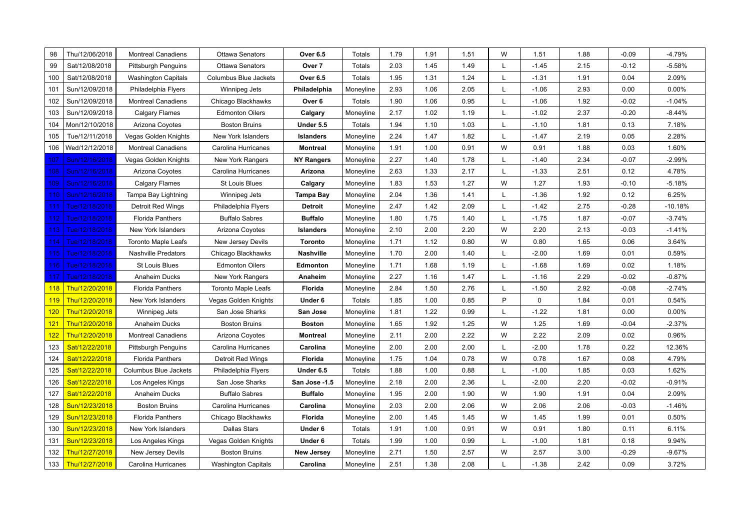| 98 | Thu/12/06/2018 | Montreal Canadiens | Ottawa Senators | **Over 6.5** | Totals | 1.79 | 1.91 | 1.51 | W | 1.51 | 1.88 | -0.09 | -4.79% |
|---|---|---|---|---|---|---|---|---|---|---|---|---|---|
| 99 | Sat/12/08/2018 | Pittsburgh Penguins | Ottawa Senators | **Over 7** | Totals | 2.03 | 1.45 | 1.49 | L | -1.45 | 2.15 | -0.12 | -5.58% |
| 100 | Sat/12/08/2018 | Washington Capitals | Columbus Blue Jackets | **Over 6.5** | Totals | 1.95 | 1.31 | 1.24 | L | -1.31 | 1.91 | 0.04 | 2.09% |
| 101 | Sun/12/09/2018 | Philadelphia Flyers | Winnipeg Jets | **Philadelphia** | Moneyline | 2.93 | 1.06 | 2.05 | L | -1.06 | 2.93 | 0.00 | 0.00% |
| 102 | Sun/12/09/2018 | Montreal Canadiens | Chicago Blackhawks | **Over 6** | Totals | 1.90 | 1.06 | 0.95 | L | -1.06 | 1.92 | -0.02 | -1.04% |
| 103 | Sun/12/09/2018 | Calgary Flames | Edmonton Oilers | **Calgary** | Moneyline | 2.17 | 1.02 | 1.19 | L | -1.02 | 2.37 | -0.20 | -8.44% |
| 104 | Mon/12/10/2018 | Arizona Coyotes | Boston Bruins | **Under 5.5** | Totals | 1.94 | 1.10 | 1.03 | L | -1.10 | 1.81 | 0.13 | 7.18% |
| 105 | Tue/12/11/2018 | Vegas Golden Knights | New York Islanders | **Islanders** | Moneyline | 2.24 | 1.47 | 1.82 | L | -1.47 | 2.19 | 0.05 | 2.28% |
| 106 | Wed/12/12/2018 | Montreal Canadiens | Carolina Hurricanes | **Montreal** | Moneyline | 1.91 | 1.00 | 0.91 | W | 0.91 | 1.88 | 0.03 | 1.60% |
| 107 | Sun/12/16/2018 | Vegas Golden Knights | New York Rangers | **NY Rangers** | Moneyline | 2.27 | 1.40 | 1.78 | L | -1.40 | 2.34 | -0.07 | -2.99% |
| 108 | Sun/12/16/2018 | Arizona Coyotes | Carolina Hurricanes | **Arizona** | Moneyline | 2.63 | 1.33 | 2.17 | L | -1.33 | 2.51 | 0.12 | 4.78% |
| 109 | Sun/12/16/2018 | Calgary Flames | St Louis Blues | **Calgary** | Moneyline | 1.83 | 1.53 | 1.27 | W | 1.27 | 1.93 | -0.10 | -5.18% |
| 110 | Sun/12/16/2018 | Tampa Bay Lightning | Winnipeg Jets | **Tampa Bay** | Moneyline | 2.04 | 1.36 | 1.41 | L | -1.36 | 1.92 | 0.12 | 6.25% |
| 111 | Tue/12/18/2018 | Detroit Red Wings | Philadelphia Flyers | **Detroit** | Moneyline | 2.47 | 1.42 | 2.09 | L | -1.42 | 2.75 | -0.28 | -10.18% |
| 112 | Tue/12/18/2018 | Florida Panthers | Buffalo Sabres | **Buffalo** | Moneyline | 1.80 | 1.75 | 1.40 | L | -1.75 | 1.87 | -0.07 | -3.74% |
| 113 | Tue/12/18/2018 | New York Islanders | Arizona Coyotes | **Islanders** | Moneyline | 2.10 | 2.00 | 2.20 | W | 2.20 | 2.13 | -0.03 | -1.41% |
| 114 | Tue/12/18/2018 | Toronto Maple Leafs | New Jersey Devils | **Toronto** | Moneyline | 1.71 | 1.12 | 0.80 | W | 0.80 | 1.65 | 0.06 | 3.64% |
| 115 | Tue/12/18/2018 | Nashville Predators | Chicago Blackhawks | **Nashville** | Moneyline | 1.70 | 2.00 | 1.40 | L | -2.00 | 1.69 | 0.01 | 0.59% |
| 116 | Tue/12/18/2018 | St Louis Blues | Edmonton Oilers | **Edmonton** | Moneyline | 1.71 | 1.68 | 1.19 | L | -1.68 | 1.69 | 0.02 | 1.18% |
| 117 | Tue/12/18/2018 | Anaheim Ducks | New York Rangers | **Anaheim** | Moneyline | 2.27 | 1.16 | 1.47 | L | -1.16 | 2.29 | -0.02 | -0.87% |
| 118 | Thu/12/20/2018 | Florida Panthers | Toronto Maple Leafs | **Florida** | Moneyline | 2.84 | 1.50 | 2.76 | L | -1.50 | 2.92 | -0.08 | -2.74% |
| 119 | Thu/12/20/2018 | New York Islanders | Vegas Golden Knights | **Under 6** | Totals | 1.85 | 1.00 | 0.85 | P | 0 | 1.84 | 0.01 | 0.54% |
| 120 | Thu/12/20/2018 | Winnipeg Jets | San Jose Sharks | **San Jose** | Moneyline | 1.81 | 1.22 | 0.99 | L | -1.22 | 1.81 | 0.00 | 0.00% |
| 121 | Thu/12/20/2018 | Anaheim Ducks | Boston Bruins | **Boston** | Moneyline | 1.65 | 1.92 | 1.25 | W | 1.25 | 1.69 | -0.04 | -2.37% |
| 122 | Thu/12/20/2018 | Montreal Canadiens | Arizona Coyotes | **Montreal** | Moneyline | 2.11 | 2.00 | 2.22 | W | 2.22 | 2.09 | 0.02 | 0.96% |
| 123 | Sat/12/22/2018 | Pittsburgh Penguins | Carolina Hurricanes | **Carolina** | Moneyline | 2.00 | 2.00 | 2.00 | L | -2.00 | 1.78 | 0.22 | 12.36% |
| 124 | Sat/12/22/2018 | Florida Panthers | Detroit Red Wings | **Florida** | Moneyline | 1.75 | 1.04 | 0.78 | W | 0.78 | 1.67 | 0.08 | 4.79% |
| 125 | Sat/12/22/2018 | Columbus Blue Jackets | Philadelphia Flyers | **Under 6.5** | Totals | 1.88 | 1.00 | 0.88 | L | -1.00 | 1.85 | 0.03 | 1.62% |
| 126 | Sat/12/22/2018 | Los Angeles Kings | San Jose Sharks | **San Jose -1.5** | Moneyline | 2.18 | 2.00 | 2.36 | L | -2.00 | 2.20 | -0.02 | -0.91% |
| 127 | Sat/12/22/2018 | Anaheim Ducks | Buffalo Sabres | **Buffalo** | Moneyline | 1.95 | 2.00 | 1.90 | W | 1.90 | 1.91 | 0.04 | 2.09% |
| 128 | Sun/12/23/2018 | Boston Bruins | Carolina Hurricanes | **Carolina** | Moneyline | 2.03 | 2.00 | 2.06 | W | 2.06 | 2.06 | -0.03 | -1.46% |
| 129 | Sun/12/23/2018 | Florida Panthers | Chicago Blackhawks | **Florida** | Moneyline | 2.00 | 1.45 | 1.45 | W | 1.45 | 1.99 | 0.01 | 0.50% |
| 130 | Sun/12/23/2018 | New York Islanders | Dallas Stars | **Under 6** | Totals | 1.91 | 1.00 | 0.91 | W | 0.91 | 1.80 | 0.11 | 6.11% |
| 131 | Sun/12/23/2018 | Los Angeles Kings | Vegas Golden Knights | **Under 6** | Totals | 1.99 | 1.00 | 0.99 | L | -1.00 | 1.81 | 0.18 | 9.94% |
| 132 | Thu/12/27/2018 | New Jersey Devils | Boston Bruins | **New Jersey** | Moneyline | 2.71 | 1.50 | 2.57 | W | 2.57 | 3.00 | -0.29 | -9.67% |
| 133 | Thu/12/27/2018 | Carolina Hurricanes | Washington Capitals | **Carolina** | Moneyline | 2.51 | 1.38 | 2.08 | L | -1.38 | 2.42 | 0.09 | 3.72% |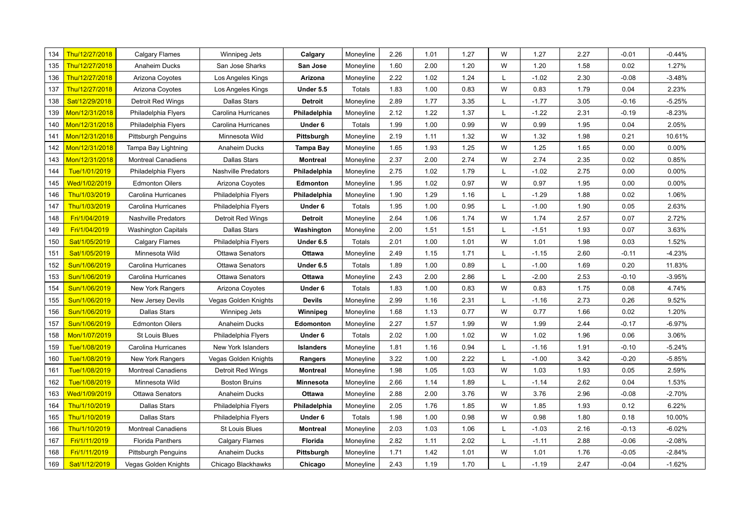| 134 | Thu/12/27/2018 | Calgary Flames | Winnipeg Jets | **Calgary** | Moneyline | 2.26 | 1.01 | 1.27 | W | 1.27 | 2.27 | -0.01 | -0.44% |
|---|---|---|---|---|---|---|---|---|---|---|---|---|---|
| 135 | Thu/12/27/2018 | Anaheim Ducks | San Jose Sharks | **San Jose** | Moneyline | 1.60 | 2.00 | 1.20 | W | 1.20 | 1.58 | 0.02 | 1.27% |
| 136 | Thu/12/27/2018 | Arizona Coyotes | Los Angeles Kings | **Arizona** | Moneyline | 2.22 | 1.02 | 1.24 | L | -1.02 | 2.30 | -0.08 | -3.48% |
| 137 | Thu/12/27/2018 | Arizona Coyotes | Los Angeles Kings | **Under 5.5** | Totals | 1.83 | 1.00 | 0.83 | W | 0.83 | 1.79 | 0.04 | 2.23% |
| 138 | Sat/12/29/2018 | Detroit Red Wings | Dallas Stars | **Detroit** | Moneyline | 2.89 | 1.77 | 3.35 | L | -1.77 | 3.05 | -0.16 | -5.25% |
| 139 | Mon/12/31/2018 | Philadelphia Flyers | Carolina Hurricanes | **Philadelphia** | Moneyline | 2.12 | 1.22 | 1.37 | L | -1.22 | 2.31 | -0.19 | -8.23% |
| 140 | Mon/12/31/2018 | Philadelphia Flyers | Carolina Hurricanes | **Under 6** | Totals | 1.99 | 1.00 | 0.99 | W | 0.99 | 1.95 | 0.04 | 2.05% |
| 141 | Mon/12/31/2018 | Pittsburgh Penguins | Minnesota Wild | **Pittsburgh** | Moneyline | 2.19 | 1.11 | 1.32 | W | 1.32 | 1.98 | 0.21 | 10.61% |
| 142 | Mon/12/31/2018 | Tampa Bay Lightning | Anaheim Ducks | **Tampa Bay** | Moneyline | 1.65 | 1.93 | 1.25 | W | 1.25 | 1.65 | 0.00 | 0.00% |
| 143 | Mon/12/31/2018 | Montreal Canadiens | Dallas Stars | **Montreal** | Moneyline | 2.37 | 2.00 | 2.74 | W | 2.74 | 2.35 | 0.02 | 0.85% |
| 144 | Tue/1/01/2019 | Philadelphia Flyers | Nashville Predators | **Philadelphia** | Moneyline | 2.75 | 1.02 | 1.79 | L | -1.02 | 2.75 | 0.00 | 0.00% |
| 145 | Wed/1/02/2019 | Edmonton Oilers | Arizona Coyotes | **Edmonton** | Moneyline | 1.95 | 1.02 | 0.97 | W | 0.97 | 1.95 | 0.00 | 0.00% |
| 146 | Thu/1/03/2019 | Carolina Hurricanes | Philadelphia Flyers | **Philadelphia** | Moneyline | 1.90 | 1.29 | 1.16 | L | -1.29 | 1.88 | 0.02 | 1.06% |
| 147 | Thu/1/03/2019 | Carolina Hurricanes | Philadelphia Flyers | **Under 6** | Totals | 1.95 | 1.00 | 0.95 | L | -1.00 | 1.90 | 0.05 | 2.63% |
| 148 | Fri/1/04/2019 | Nashville Predators | Detroit Red Wings | **Detroit** | Moneyline | 2.64 | 1.06 | 1.74 | W | 1.74 | 2.57 | 0.07 | 2.72% |
| 149 | Fri/1/04/2019 | Washington Capitals | Dallas Stars | **Washington** | Moneyline | 2.00 | 1.51 | 1.51 | L | -1.51 | 1.93 | 0.07 | 3.63% |
| 150 | Sat/1/05/2019 | Calgary Flames | Philadelphia Flyers | **Under 6.5** | Totals | 2.01 | 1.00 | 1.01 | W | 1.01 | 1.98 | 0.03 | 1.52% |
| 151 | Sat/1/05/2019 | Minnesota Wild | Ottawa Senators | **Ottawa** | Moneyline | 2.49 | 1.15 | 1.71 | L | -1.15 | 2.60 | -0.11 | -4.23% |
| 152 | Sun/1/06/2019 | Carolina Hurricanes | Ottawa Senators | **Under 6.5** | Totals | 1.89 | 1.00 | 0.89 | L | -1.00 | 1.69 | 0.20 | 11.83% |
| 153 | Sun/1/06/2019 | Carolina Hurricanes | Ottawa Senators | **Ottawa** | Moneyline | 2.43 | 2.00 | 2.86 | L | -2.00 | 2.53 | -0.10 | -3.95% |
| 154 | Sun/1/06/2019 | New York Rangers | Arizona Coyotes | **Under 6** | Totals | 1.83 | 1.00 | 0.83 | W | 0.83 | 1.75 | 0.08 | 4.74% |
| 155 | Sun/1/06/2019 | New Jersey Devils | Vegas Golden Knights | **Devils** | Moneyline | 2.99 | 1.16 | 2.31 | L | -1.16 | 2.73 | 0.26 | 9.52% |
| 156 | Sun/1/06/2019 | Dallas Stars | Winnipeg Jets | **Winnipeg** | Moneyline | 1.68 | 1.13 | 0.77 | W | 0.77 | 1.66 | 0.02 | 1.20% |
| 157 | Sun/1/06/2019 | Edmonton Oilers | Anaheim Ducks | **Edmonton** | Moneyline | 2.27 | 1.57 | 1.99 | W | 1.99 | 2.44 | -0.17 | -6.97% |
| 158 | Mon/1/07/2019 | St Louis Blues | Philadelphia Flyers | **Under 6** | Totals | 2.02 | 1.00 | 1.02 | W | 1.02 | 1.96 | 0.06 | 3.06% |
| 159 | Tue/1/08/2019 | Carolina Hurricanes | New York Islanders | **Islanders** | Moneyline | 1.81 | 1.16 | 0.94 | L | -1.16 | 1.91 | -0.10 | -5.24% |
| 160 | Tue/1/08/2019 | New York Rangers | Vegas Golden Knights | **Rangers** | Moneyline | 3.22 | 1.00 | 2.22 | L | -1.00 | 3.42 | -0.20 | -5.85% |
| 161 | Tue/1/08/2019 | Montreal Canadiens | Detroit Red Wings | **Montreal** | Moneyline | 1.98 | 1.05 | 1.03 | W | 1.03 | 1.93 | 0.05 | 2.59% |
| 162 | Tue/1/08/2019 | Minnesota Wild | Boston Bruins | **Minnesota** | Moneyline | 2.66 | 1.14 | 1.89 | L | -1.14 | 2.62 | 0.04 | 1.53% |
| 163 | Wed/1/09/2019 | Ottawa Senators | Anaheim Ducks | **Ottawa** | Moneyline | 2.88 | 2.00 | 3.76 | W | 3.76 | 2.96 | -0.08 | -2.70% |
| 164 | Thu/1/10/2019 | Dallas Stars | Philadelphia Flyers | **Philadelphia** | Moneyline | 2.05 | 1.76 | 1.85 | W | 1.85 | 1.93 | 0.12 | 6.22% |
| 165 | Thu/1/10/2019 | Dallas Stars | Philadelphia Flyers | **Under 6** | Totals | 1.98 | 1.00 | 0.98 | W | 0.98 | 1.80 | 0.18 | 10.00% |
| 166 | Thu/1/10/2019 | Montreal Canadiens | St Louis Blues | **Montreal** | Moneyline | 2.03 | 1.03 | 1.06 | L | -1.03 | 2.16 | -0.13 | -6.02% |
| 167 | Fri/1/11/2019 | Florida Panthers | Calgary Flames | **Florida** | Moneyline | 2.82 | 1.11 | 2.02 | L | -1.11 | 2.88 | -0.06 | -2.08% |
| 168 | Fri/1/11/2019 | Pittsburgh Penguins | Anaheim Ducks | **Pittsburgh** | Moneyline | 1.71 | 1.42 | 1.01 | W | 1.01 | 1.76 | -0.05 | -2.84% |
| 169 | Sat/1/12/2019 | Vegas Golden Knights | Chicago Blackhawks | **Chicago** | Moneyline | 2.43 | 1.19 | 1.70 | L | -1.19 | 2.47 | -0.04 | -1.62% |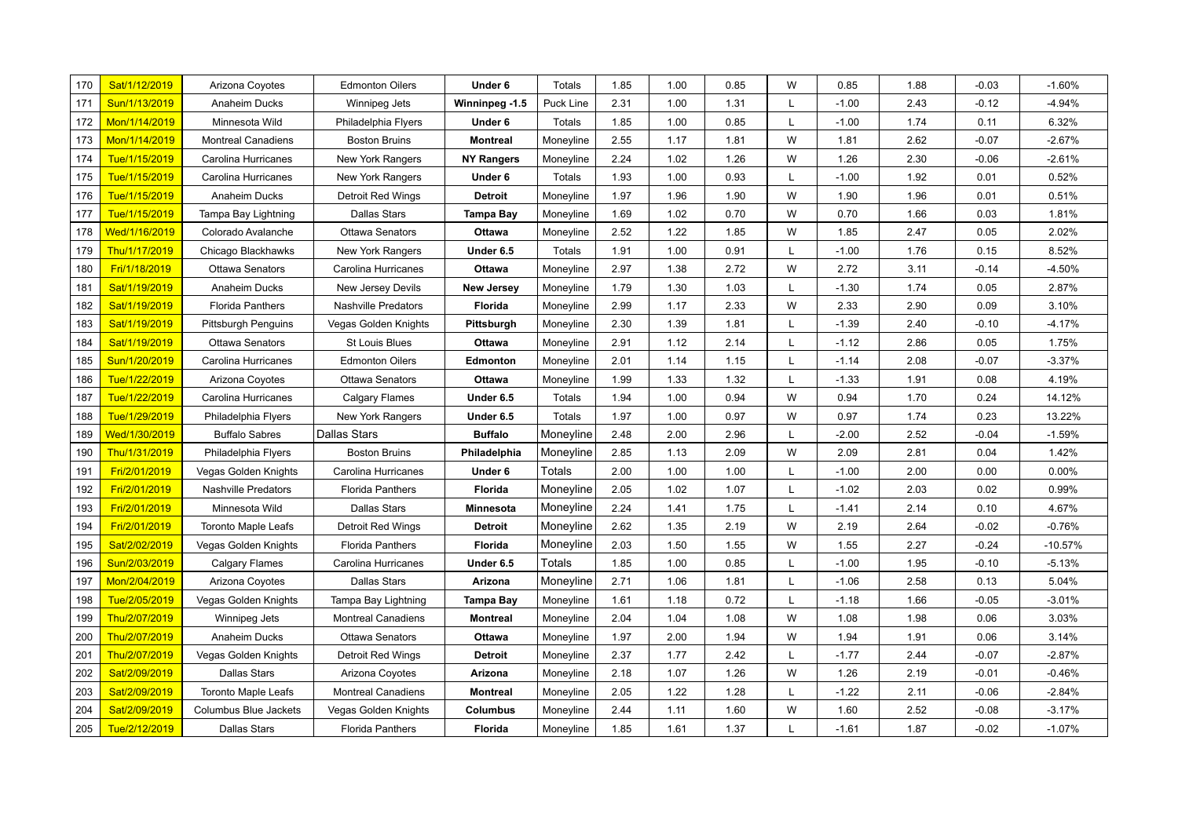| | | | | | | | | | | | | | |
|---|---|---|---|---|---|---|---|---|---|---|---|---|---|
| 170 | Sat/1/12/2019 | Arizona Coyotes | Edmonton Oilers | **Under 6** | Totals | 1.85 | 1.00 | 0.85 | W | 0.85 | 1.88 | -0.03 | -1.60% |
| 171 | Sun/1/13/2019 | Anaheim Ducks | Winnipeg Jets | **Winninpeg -1.5** | Puck Line | 2.31 | 1.00 | 1.31 | L | -1.00 | 2.43 | -0.12 | -4.94% |
| 172 | Mon/1/14/2019 | Minnesota Wild | Philadelphia Flyers | **Under 6** | Totals | 1.85 | 1.00 | 0.85 | L | -1.00 | 1.74 | 0.11 | 6.32% |
| 173 | Mon/1/14/2019 | Montreal Canadiens | Boston Bruins | **Montreal** | Moneyline | 2.55 | 1.17 | 1.81 | W | 1.81 | 2.62 | -0.07 | -2.67% |
| 174 | Tue/1/15/2019 | Carolina Hurricanes | New York Rangers | **NY Rangers** | Moneyline | 2.24 | 1.02 | 1.26 | W | 1.26 | 2.30 | -0.06 | -2.61% |
| 175 | Tue/1/15/2019 | Carolina Hurricanes | New York Rangers | **Under 6** | Totals | 1.93 | 1.00 | 0.93 | L | -1.00 | 1.92 | 0.01 | 0.52% |
| 176 | Tue/1/15/2019 | Anaheim Ducks | Detroit Red Wings | **Detroit** | Moneyline | 1.97 | 1.96 | 1.90 | W | 1.90 | 1.96 | 0.01 | 0.51% |
| 177 | Tue/1/15/2019 | Tampa Bay Lightning | Dallas Stars | **Tampa Bay** | Moneyline | 1.69 | 1.02 | 0.70 | W | 0.70 | 1.66 | 0.03 | 1.81% |
| 178 | Wed/1/16/2019 | Colorado Avalanche | Ottawa Senators | **Ottawa** | Moneyline | 2.52 | 1.22 | 1.85 | W | 1.85 | 2.47 | 0.05 | 2.02% |
| 179 | Thu/1/17/2019 | Chicago Blackhawks | New York Rangers | **Under 6.5** | Totals | 1.91 | 1.00 | 0.91 | L | -1.00 | 1.76 | 0.15 | 8.52% |
| 180 | Fri/1/18/2019 | Ottawa Senators | Carolina Hurricanes | **Ottawa** | Moneyline | 2.97 | 1.38 | 2.72 | W | 2.72 | 3.11 | -0.14 | -4.50% |
| 181 | Sat/1/19/2019 | Anaheim Ducks | New Jersey Devils | **New Jersey** | Moneyline | 1.79 | 1.30 | 1.03 | L | -1.30 | 1.74 | 0.05 | 2.87% |
| 182 | Sat/1/19/2019 | Florida Panthers | Nashville Predators | **Florida** | Moneyline | 2.99 | 1.17 | 2.33 | W | 2.33 | 2.90 | 0.09 | 3.10% |
| 183 | Sat/1/19/2019 | Pittsburgh Penguins | Vegas Golden Knights | **Pittsburgh** | Moneyline | 2.30 | 1.39 | 1.81 | L | -1.39 | 2.40 | -0.10 | -4.17% |
| 184 | Sat/1/19/2019 | Ottawa Senators | St Louis Blues | **Ottawa** | Moneyline | 2.91 | 1.12 | 2.14 | L | -1.12 | 2.86 | 0.05 | 1.75% |
| 185 | Sun/1/20/2019 | Carolina Hurricanes | Edmonton Oilers | **Edmonton** | Moneyline | 2.01 | 1.14 | 1.15 | L | -1.14 | 2.08 | -0.07 | -3.37% |
| 186 | Tue/1/22/2019 | Arizona Coyotes | Ottawa Senators | **Ottawa** | Moneyline | 1.99 | 1.33 | 1.32 | L | -1.33 | 1.91 | 0.08 | 4.19% |
| 187 | Tue/1/22/2019 | Carolina Hurricanes | Calgary Flames | **Under 6.5** | Totals | 1.94 | 1.00 | 0.94 | W | 0.94 | 1.70 | 0.24 | 14.12% |
| 188 | Tue/1/29/2019 | Philadelphia Flyers | New York Rangers | **Under 6.5** | Totals | 1.97 | 1.00 | 0.97 | W | 0.97 | 1.74 | 0.23 | 13.22% |
| 189 | Wed/1/30/2019 | Buffalo Sabres | Dallas Stars | **Buffalo** | Moneyline | 2.48 | 2.00 | 2.96 | L | -2.00 | 2.52 | -0.04 | -1.59% |
| 190 | Thu/1/31/2019 | Philadelphia Flyers | Boston Bruins | **Philadelphia** | Moneyline | 2.85 | 1.13 | 2.09 | W | 2.09 | 2.81 | 0.04 | 1.42% |
| 191 | Fri/2/01/2019 | Vegas Golden Knights | Carolina Hurricanes | **Under 6** | Totals | 2.00 | 1.00 | 1.00 | L | -1.00 | 2.00 | 0.00 | 0.00% |
| 192 | Fri/2/01/2019 | Nashville Predators | Florida Panthers | **Florida** | Moneyline | 2.05 | 1.02 | 1.07 | L | -1.02 | 2.03 | 0.02 | 0.99% |
| 193 | Fri/2/01/2019 | Minnesota Wild | Dallas Stars | **Minnesota** | Moneyline | 2.24 | 1.41 | 1.75 | L | -1.41 | 2.14 | 0.10 | 4.67% |
| 194 | Fri/2/01/2019 | Toronto Maple Leafs | Detroit Red Wings | **Detroit** | Moneyline | 2.62 | 1.35 | 2.19 | W | 2.19 | 2.64 | -0.02 | -0.76% |
| 195 | Sat/2/02/2019 | Vegas Golden Knights | Florida Panthers | **Florida** | Moneyline | 2.03 | 1.50 | 1.55 | W | 1.55 | 2.27 | -0.24 | -10.57% |
| 196 | Sun/2/03/2019 | Calgary Flames | Carolina Hurricanes | **Under 6.5** | Totals | 1.85 | 1.00 | 0.85 | L | -1.00 | 1.95 | -0.10 | -5.13% |
| 197 | Mon/2/04/2019 | Arizona Coyotes | Dallas Stars | **Arizona** | Moneyline | 2.71 | 1.06 | 1.81 | L | -1.06 | 2.58 | 0.13 | 5.04% |
| 198 | Tue/2/05/2019 | Vegas Golden Knights | Tampa Bay Lightning | **Tampa Bay** | Moneyline | 1.61 | 1.18 | 0.72 | L | -1.18 | 1.66 | -0.05 | -3.01% |
| 199 | Thu/2/07/2019 | Winnipeg Jets | Montreal Canadiens | **Montreal** | Moneyline | 2.04 | 1.04 | 1.08 | W | 1.08 | 1.98 | 0.06 | 3.03% |
| 200 | Thu/2/07/2019 | Anaheim Ducks | Ottawa Senators | **Ottawa** | Moneyline | 1.97 | 2.00 | 1.94 | W | 1.94 | 1.91 | 0.06 | 3.14% |
| 201 | Thu/2/07/2019 | Vegas Golden Knights | Detroit Red Wings | **Detroit** | Moneyline | 2.37 | 1.77 | 2.42 | L | -1.77 | 2.44 | -0.07 | -2.87% |
| 202 | Sat/2/09/2019 | Dallas Stars | Arizona Coyotes | **Arizona** | Moneyline | 2.18 | 1.07 | 1.26 | W | 1.26 | 2.19 | -0.01 | -0.46% |
| 203 | Sat/2/09/2019 | Toronto Maple Leafs | Montreal Canadiens | **Montreal** | Moneyline | 2.05 | 1.22 | 1.28 | L | -1.22 | 2.11 | -0.06 | -2.84% |
| 204 | Sat/2/09/2019 | Columbus Blue Jackets | Vegas Golden Knights | **Columbus** | Moneyline | 2.44 | 1.11 | 1.60 | W | 1.60 | 2.52 | -0.08 | -3.17% |
| 205 | Tue/2/12/2019 | Dallas Stars | Florida Panthers | **Florida** | Moneyline | 1.85 | 1.61 | 1.37 | L | -1.61 | 1.87 | -0.02 | -1.07% |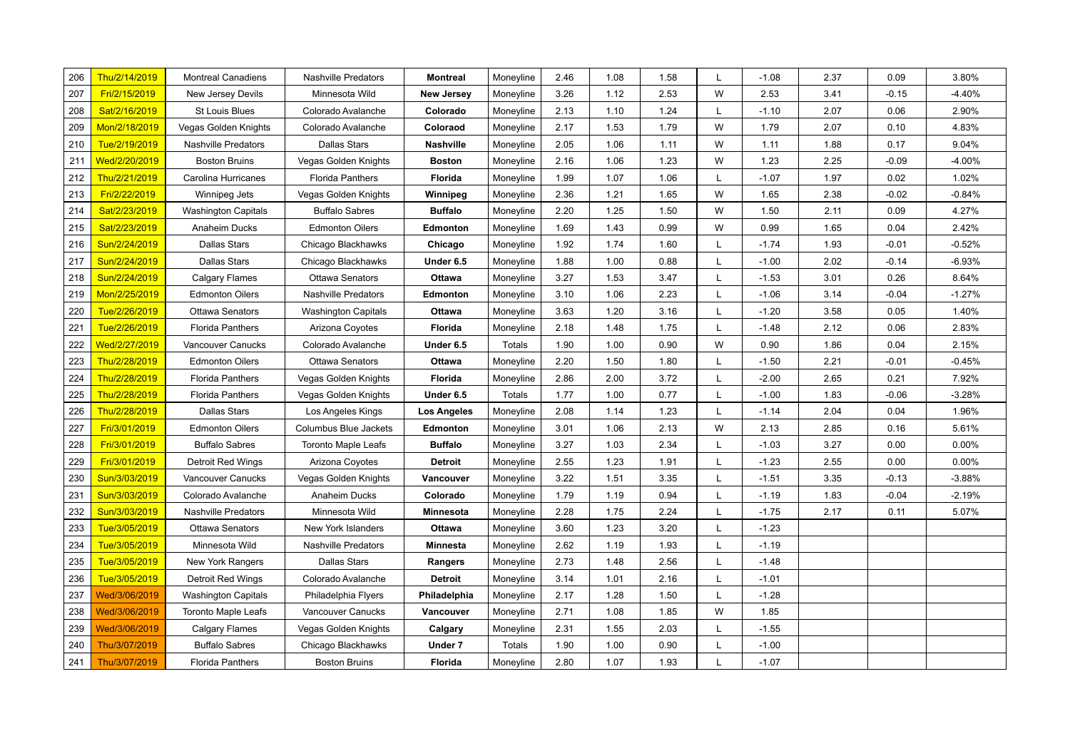| 206 | Thu/2/14/2019 | Montreal Canadiens | Nashville Predators | **Montreal** | Moneyline | 2.46 | 1.08 | 1.58 | L | -1.08 | 2.37 | 0.09 | 3.80% |
|---|---|---|---|---|---|---|---|---|---|---|---|---|---|
| 207 | Fri/2/15/2019 | New Jersey Devils | Minnesota Wild | **New Jersey** | Moneyline | 3.26 | 1.12 | 2.53 | W | 2.53 | 3.41 | -0.15 | -4.40% |
| 208 | Sat/2/16/2019 | St Louis Blues | Colorado Avalanche | **Colorado** | Moneyline | 2.13 | 1.10 | 1.24 | L | -1.10 | 2.07 | 0.06 | 2.90% |
| 209 | Mon/2/18/2019 | Vegas Golden Knights | Colorado Avalanche | **Coloraod** | Moneyline | 2.17 | 1.53 | 1.79 | W | 1.79 | 2.07 | 0.10 | 4.83% |
| 210 | Tue/2/19/2019 | Nashville Predators | Dallas Stars | **Nashville** | Moneyline | 2.05 | 1.06 | 1.11 | W | 1.11 | 1.88 | 0.17 | 9.04% |
| 211 | Wed/2/20/2019 | Boston Bruins | Vegas Golden Knights | **Boston** | Moneyline | 2.16 | 1.06 | 1.23 | W | 1.23 | 2.25 | -0.09 | -4.00% |
| 212 | Thu/2/21/2019 | Carolina Hurricanes | Florida Panthers | **Florida** | Moneyline | 1.99 | 1.07 | 1.06 | L | -1.07 | 1.97 | 0.02 | 1.02% |
| 213 | Fri/2/22/2019 | Winnipeg Jets | Vegas Golden Knights | **Winnipeg** | Moneyline | 2.36 | 1.21 | 1.65 | W | 1.65 | 2.38 | -0.02 | -0.84% |
| 214 | Sat/2/23/2019 | Washington Capitals | Buffalo Sabres | **Buffalo** | Moneyline | 2.20 | 1.25 | 1.50 | W | 1.50 | 2.11 | 0.09 | 4.27% |
| 215 | Sat/2/23/2019 | Anaheim Ducks | Edmonton Oilers | **Edmonton** | Moneyline | 1.69 | 1.43 | 0.99 | W | 0.99 | 1.65 | 0.04 | 2.42% |
| 216 | Sun/2/24/2019 | Dallas Stars | Chicago Blackhawks | **Chicago** | Moneyline | 1.92 | 1.74 | 1.60 | L | -1.74 | 1.93 | -0.01 | -0.52% |
| 217 | Sun/2/24/2019 | Dallas Stars | Chicago Blackhawks | **Under 6.5** | Moneyline | 1.88 | 1.00 | 0.88 | L | -1.00 | 2.02 | -0.14 | -6.93% |
| 218 | Sun/2/24/2019 | Calgary Flames | Ottawa Senators | **Ottawa** | Moneyline | 3.27 | 1.53 | 3.47 | L | -1.53 | 3.01 | 0.26 | 8.64% |
| 219 | Mon/2/25/2019 | Edmonton Oilers | Nashville Predators | **Edmonton** | Moneyline | 3.10 | 1.06 | 2.23 | L | -1.06 | 3.14 | -0.04 | -1.27% |
| 220 | Tue/2/26/2019 | Ottawa Senators | Washington Capitals | **Ottawa** | Moneyline | 3.63 | 1.20 | 3.16 | L | -1.20 | 3.58 | 0.05 | 1.40% |
| 221 | Tue/2/26/2019 | Florida Panthers | Arizona Coyotes | **Florida** | Moneyline | 2.18 | 1.48 | 1.75 | L | -1.48 | 2.12 | 0.06 | 2.83% |
| 222 | Wed/2/27/2019 | Vancouver Canucks | Colorado Avalanche | **Under 6.5** | Totals | 1.90 | 1.00 | 0.90 | W | 0.90 | 1.86 | 0.04 | 2.15% |
| 223 | Thu/2/28/2019 | Edmonton Oilers | Ottawa Senators | **Ottawa** | Moneyline | 2.20 | 1.50 | 1.80 | L | -1.50 | 2.21 | -0.01 | -0.45% |
| 224 | Thu/2/28/2019 | Florida Panthers | Vegas Golden Knights | **Florida** | Moneyline | 2.86 | 2.00 | 3.72 | L | -2.00 | 2.65 | 0.21 | 7.92% |
| 225 | Thu/2/28/2019 | Florida Panthers | Vegas Golden Knights | **Under 6.5** | Totals | 1.77 | 1.00 | 0.77 | L | -1.00 | 1.83 | -0.06 | -3.28% |
| 226 | Thu/2/28/2019 | Dallas Stars | Los Angeles Kings | **Los Angeles** | Moneyline | 2.08 | 1.14 | 1.23 | L | -1.14 | 2.04 | 0.04 | 1.96% |
| 227 | Fri/3/01/2019 | Edmonton Oilers | Columbus Blue Jackets | **Edmonton** | Moneyline | 3.01 | 1.06 | 2.13 | W | 2.13 | 2.85 | 0.16 | 5.61% |
| 228 | Fri/3/01/2019 | Buffalo Sabres | Toronto Maple Leafs | **Buffalo** | Moneyline | 3.27 | 1.03 | 2.34 | L | -1.03 | 3.27 | 0.00 | 0.00% |
| 229 | Fri/3/01/2019 | Detroit Red Wings | Arizona Coyotes | **Detroit** | Moneyline | 2.55 | 1.23 | 1.91 | L | -1.23 | 2.55 | 0.00 | 0.00% |
| 230 | Sun/3/03/2019 | Vancouver Canucks | Vegas Golden Knights | **Vancouver** | Moneyline | 3.22 | 1.51 | 3.35 | L | -1.51 | 3.35 | -0.13 | -3.88% |
| 231 | Sun/3/03/2019 | Colorado Avalanche | Anaheim Ducks | **Colorado** | Moneyline | 1.79 | 1.19 | 0.94 | L | -1.19 | 1.83 | -0.04 | -2.19% |
| 232 | Sun/3/03/2019 | Nashville Predators | Minnesota Wild | **Minnesota** | Moneyline | 2.28 | 1.75 | 2.24 | L | -1.75 | 2.17 | 0.11 | 5.07% |
| 233 | Tue/3/05/2019 | Ottawa Senators | New York Islanders | **Ottawa** | Moneyline | 3.60 | 1.23 | 3.20 | L | -1.23 | | | |
| 234 | Tue/3/05/2019 | Minnesota Wild | Nashville Predators | **Minnesta** | Moneyline | 2.62 | 1.19 | 1.93 | L | -1.19 | | | |
| 235 | Tue/3/05/2019 | New York Rangers | Dallas Stars | **Rangers** | Moneyline | 2.73 | 1.48 | 2.56 | L | -1.48 | | | |
| 236 | Tue/3/05/2019 | Detroit Red Wings | Colorado Avalanche | **Detroit** | Moneyline | 3.14 | 1.01 | 2.16 | L | -1.01 | | | |
| 237 | Wed/3/06/2019 | Washington Capitals | Philadelphia Flyers | **Philadelphia** | Moneyline | 2.17 | 1.28 | 1.50 | L | -1.28 | | | |
| 238 | Wed/3/06/2019 | Toronto Maple Leafs | Vancouver Canucks | **Vancouver** | Moneyline | 2.71 | 1.08 | 1.85 | W | 1.85 | | | |
| 239 | Wed/3/06/2019 | Calgary Flames | Vegas Golden Knights | **Calgary** | Moneyline | 2.31 | 1.55 | 2.03 | L | -1.55 | | | |
| 240 | Thu/3/07/2019 | Buffalo Sabres | Chicago Blackhawks | **Under 7** | Totals | 1.90 | 1.00 | 0.90 | L | -1.00 | | | |
| 241 | Thu/3/07/2019 | Florida Panthers | Boston Bruins | **Florida** | Moneyline | 2.80 | 1.07 | 1.93 | L | -1.07 | | | |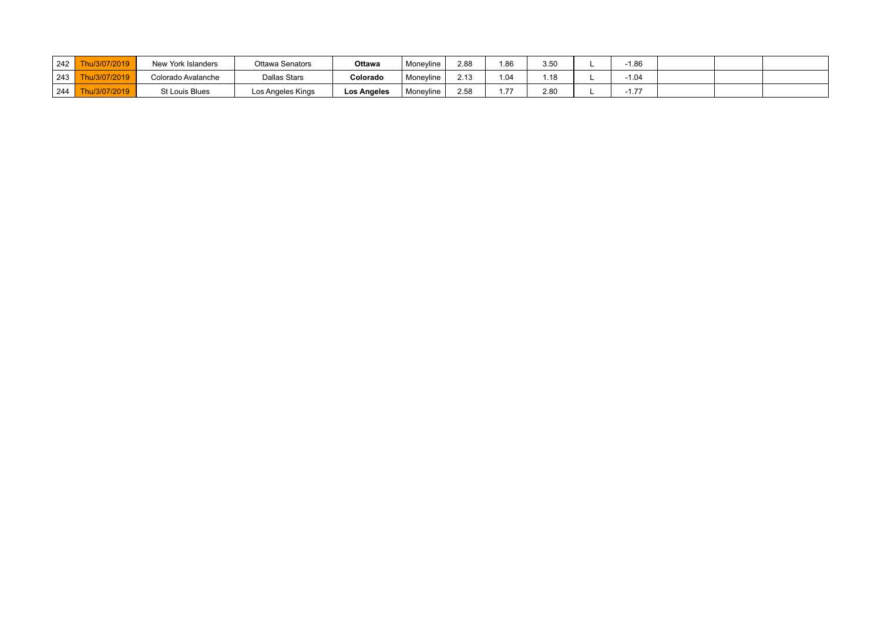| | | | | | | | | | | | | | |
|---|---|---|---|---|---|---|---|---|---|---|---|---|---|
| 242 | Thu/3/07/2019 | New York Islanders | Ottawa Senators | **Ottawa** | Moneyline | 2.88 | 1.86 | 3.50 | L | -1.86 | | | |
| 243 | Thu/3/07/2019 | Colorado Avalanche | Dallas Stars | **Colorado** | Moneyline | 2.13 | 1.04 | 1.18 | L | -1.04 | | | |
| 244 | Thu/3/07/2019 | St Louis Blues | Los Angeles Kings | **Los Angeles** | Moneyline | 2.58 | 1.77 | 2.80 | L | -1.77 | | | |